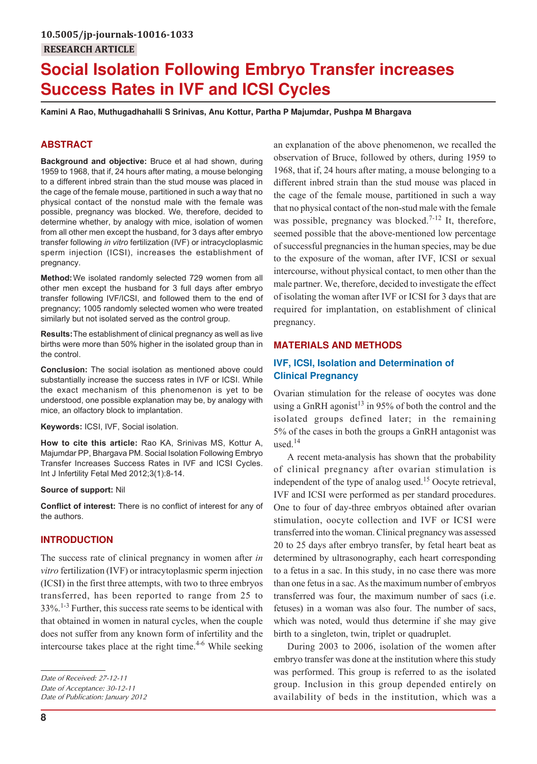10.5005/jp-journals-10016-1033

RESEARCH ARTICLE

# Social Isolation Following Embryo Transfer increases Success Rates in IVF and ICSI Cycles

**Kamini A Rao, Muthugadhahalli S Srinivas, Anu Kottur, Partha P Majumdar, Pushpa M Bhargava**

## ABSTRACT

**Background and objective:** Bruce et al had shown, during 1959 to 1968, that if, 24 hours after mating, a mouse belonging to a different inbred strain than the stud mouse was placed in the cage of the female mouse, partitioned in such a way that no physical contact of the nonstud male with the female was possible, pregnancy was blocked. We, therefore, decided to determine whether, by analogy with mice, isolation of women from all other men except the husband, for 3 days after embryo transfer following *in vitro* fertilization (IVF) or intracycloplasmic sperm injection (ICSI), increases the establishment of pregnancy.

**Method:** We isolated randomly selected 729 women from all other men except the husband for 3 full days after embryo transfer following IVF/ICSI, and followed them to the end of pregnancy; 1005 randomly selected women who were treated similarly but not isolated served as the control group.

**Results:** The establishment of clinical pregnancy as well as live births were more than 50% higher in the isolated group than in the control.

**Conclusion:** The social isolation as mentioned above could substantially increase the success rates in IVF or ICSI. While the exact mechanism of this phenomenon is yet to be understood, one possible explanation may be, by analogy with mice, an olfactory block to implantation.

**Keywords:** ICSI, IVF, Social isolation.

**How to cite this article:** Rao KA, Srinivas MS, Kottur A, Majumdar PP, Bhargava PM. Social Isolation Following Embryo Transfer Increases Success Rates in IVF and ICSI Cycles. Int J Infertility Fetal Med 2012;3(1):8-14.

**Source of support:** Nil

**Conflict of interest:** There is no conflict of interest for any of the authors.

## INTRODUCTION

The success rate of clinical pregnancy in women after *in vitro* fertilization (IVF) or intracytoplasmic sperm injection (ICSI) in the first three attempts, with two to three embryos transferred, has been reported to range from 25 to 33%.[1-3] Further, this success rate seems to be identical with that obtained in women in natural cycles, when the couple does not suffer from any known form of infertility and the intercourse takes place at the right time.[4-6] While seeking an explanation of the above phenomenon, we recalled the observation of Bruce, followed by others, during 1959 to 1968, that if, 24 hours after mating, a mouse belonging to a different inbred strain than the stud mouse was placed in the cage of the female mouse, partitioned in such a way that no physical contact of the non-stud male with the female was possible, pregnancy was blocked.[7-12] It, therefore, seemed possible that the above-mentioned low percentage of successful pregnancies in the human species, may be due to the exposure of the woman, after IVF, ICSI or sexual intercourse, without physical contact, to men other than the male partner. We, therefore, decided to investigate the effect of isolating the woman after IVF or ICSI for 3 days that are required for implantation, on establishment of clinical pregnancy.

## MATERIALS AND METHODS

### IVF, ICSI, Isolation and Determination of Clinical Pregnancy

Ovarian stimulation for the release of oocytes was done using a GnRH agonist[13] in 95% of both the control and the isolated groups defined later; in the remaining 5% of the cases in both the groups a GnRH antagonist was used.[14]

A recent meta-analysis has shown that the probability of clinical pregnancy after ovarian stimulation is independent of the type of analog used.[15] Oocyte retrieval, IVF and ICSI were performed as per standard procedures. One to four of day-three embryos obtained after ovarian stimulation, oocyte collection and IVF or ICSI were transferred into the woman. Clinical pregnancy was assessed 20 to 25 days after embryo transfer, by fetal heart beat as determined by ultrasonography, each heart corresponding to a fetus in a sac. In this study, in no case there was more than one fetus in a sac. As the maximum number of embryos transferred was four, the maximum number of sacs (i.e. fetuses) in a woman was also four. The number of sacs, which was noted, would thus determine if she may give birth to a singleton, twin, triplet or quadruplet.

During 2003 to 2006, isolation of the women after embryo transfer was done at the institution where this study was performed. This group is referred to as the isolated group. Inclusion in this group depended entirely on availability of beds in the institution, which was a

*Date of Received: 27-12-11*
*Date of Acceptance: 30-12-11*
*Date of Publication: January 2012*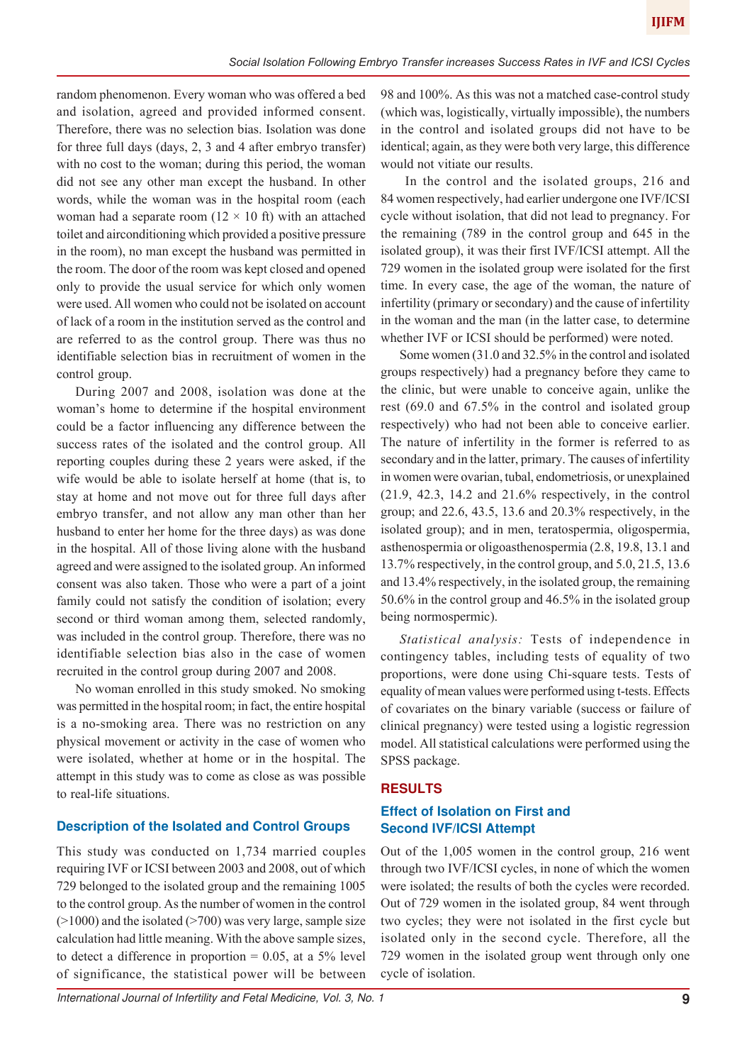random phenomenon. Every woman who was offered a bed and isolation, agreed and provided informed consent. Therefore, there was no selection bias. Isolation was done for three full days (days, 2, 3 and 4 after embryo transfer) with no cost to the woman; during this period, the woman did not see any other man except the husband. In other words, while the woman was in the hospital room (each woman had a separate room (12 × 10 ft) with an attached toilet and airconditioning which provided a positive pressure in the room), no man except the husband was permitted in the room. The door of the room was kept closed and opened only to provide the usual service for which only women were used. All women who could not be isolated on account of lack of a room in the institution served as the control and are referred to as the control group. There was thus no identifiable selection bias in recruitment of women in the control group.

During 2007 and 2008, isolation was done at the woman's home to determine if the hospital environment could be a factor influencing any difference between the success rates of the isolated and the control group. All reporting couples during these 2 years were asked, if the wife would be able to isolate herself at home (that is, to stay at home and not move out for three full days after embryo transfer, and not allow any man other than her husband to enter her home for the three days) as was done in the hospital. All of those living alone with the husband agreed and were assigned to the isolated group. An informed consent was also taken. Those who were a part of a joint family could not satisfy the condition of isolation; every second or third woman among them, selected randomly, was included in the control group. Therefore, there was no identifiable selection bias also in the case of women recruited in the control group during 2007 and 2008.

No woman enrolled in this study smoked. No smoking was permitted in the hospital room; in fact, the entire hospital is a no-smoking area. There was no restriction on any physical movement or activity in the case of women who were isolated, whether at home or in the hospital. The attempt in this study was to come as close as was possible to real-life situations.

### Description of the Isolated and Control Groups

This study was conducted on 1,734 married couples requiring IVF or ICSI between 2003 and 2008, out of which 729 belonged to the isolated group and the remaining 1005 to the control group. As the number of women in the control (>1000) and the isolated (>700) was very large, sample size calculation had little meaning. With the above sample sizes, to detect a difference in proportion = 0.05, at a 5% level of significance, the statistical power will be between 98 and 100%. As this was not a matched case-control study (which was, logistically, virtually impossible), the numbers in the control and isolated groups did not have to be identical; again, as they were both very large, this difference would not vitiate our results.

In the control and the isolated groups, 216 and 84 women respectively, had earlier undergone one IVF/ICSI cycle without isolation, that did not lead to pregnancy. For the remaining (789 in the control group and 645 in the isolated group), it was their first IVF/ICSI attempt. All the 729 women in the isolated group were isolated for the first time. In every case, the age of the woman, the nature of infertility (primary or secondary) and the cause of infertility in the woman and the man (in the latter case, to determine whether IVF or ICSI should be performed) were noted.

Some women (31.0 and 32.5% in the control and isolated groups respectively) had a pregnancy before they came to the clinic, but were unable to conceive again, unlike the rest (69.0 and 67.5% in the control and isolated group respectively) who had not been able to conceive earlier. The nature of infertility in the former is referred to as secondary and in the latter, primary. The causes of infertility in women were ovarian, tubal, endometriosis, or unexplained (21.9, 42.3, 14.2 and 21.6% respectively, in the control group; and 22.6, 43.5, 13.6 and 20.3% respectively, in the isolated group); and in men, teratospermia, oligospermia, asthenospermia or oligoasthenospermia (2.8, 19.8, 13.1 and 13.7% respectively, in the control group, and 5.0, 21.5, 13.6 and 13.4% respectively, in the isolated group, the remaining 50.6% in the control group and 46.5% in the isolated group being normospermic).

*Statistical analysis:* Tests of independence in contingency tables, including tests of equality of two proportions, were done using Chi-square tests. Tests of equality of mean values were performed using t-tests. Effects of covariates on the binary variable (success or failure of clinical pregnancy) were tested using a logistic regression model. All statistical calculations were performed using the SPSS package.

## RESULTS

### Effect of Isolation on First and Second IVF/ICSI Attempt

Out of the 1,005 women in the control group, 216 went through two IVF/ICSI cycles, in none of which the women were isolated; the results of both the cycles were recorded. Out of 729 women in the isolated group, 84 went through two cycles; they were not isolated in the first cycle but isolated only in the second cycle. Therefore, all the 729 women in the isolated group went through only one cycle of isolation.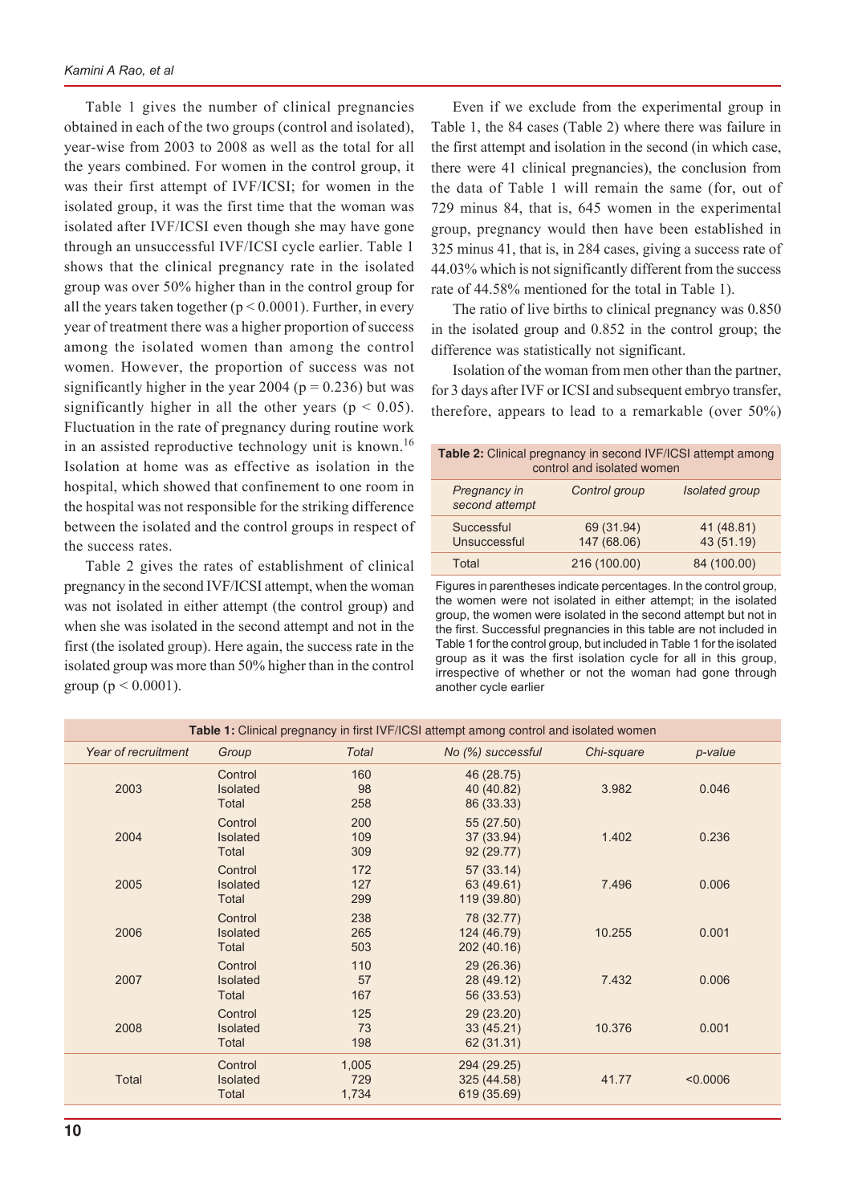Table 1 gives the number of clinical pregnancies obtained in each of the two groups (control and isolated), year-wise from 2003 to 2008 as well as the total for all the years combined. For women in the control group, it was their first attempt of IVF/ICSI; for women in the isolated group, it was the first time that the woman was isolated after IVF/ICSI even though she may have gone through an unsuccessful IVF/ICSI cycle earlier. Table 1 shows that the clinical pregnancy rate in the isolated group was over 50% higher than in the control group for all the years taken together ($p < 0.0001$). Further, in every year of treatment there was a higher proportion of success among the isolated women than among the control women. However, the proportion of success was not significantly higher in the year 2004 ($p = 0.236$) but was significantly higher in all the other years ($p < 0.05$). Fluctuation in the rate of pregnancy during routine work in an assisted reproductive technology unit is known.[16] Isolation at home was as effective as isolation in the hospital, which showed that confinement to one room in the hospital was not responsible for the striking difference between the isolated and the control groups in respect of the success rates.

Table 2 gives the rates of establishment of clinical pregnancy in the second IVF/ICSI attempt, when the woman was not isolated in either attempt (the control group) and when she was isolated in the second attempt and not in the first (the isolated group). Here again, the success rate in the isolated group was more than 50% higher than in the control group ($p < 0.0001$).

Even if we exclude from the experimental group in Table 1, the 84 cases (Table 2) where there was failure in the first attempt and isolation in the second (in which case, there were 41 clinical pregnancies), the conclusion from the data of Table 1 will remain the same (for, out of 729 minus 84, that is, 645 women in the experimental group, pregnancy would then have been established in 325 minus 41, that is, in 284 cases, giving a success rate of 44.03% which is not significantly different from the success rate of 44.58% mentioned for the total in Table 1).

The ratio of live births to clinical pregnancy was 0.850 in the isolated group and 0.852 in the control group; the difference was statistically not significant.

Isolation of the woman from men other than the partner, for 3 days after IVF or ICSI and subsequent embryo transfer, therefore, appears to lead to a remarkable (over 50%)

**Table 2:** Clinical pregnancy in second IVF/ICSI attempt among control and isolated women

| *Pregnancy in second attempt* | *Control group* | *Isolated group* |
|---|---|---|
| Successful | 69 (31.94) | 41 (48.81) |
| Unsuccessful | 147 (68.06) | 43 (51.19) |
| Total | 216 (100.00) | 84 (100.00) |

Figures in parentheses indicate percentages. In the control group, the women were not isolated in either attempt; in the isolated group, the women were isolated in the second attempt but not in the first. Successful pregnancies in this table are not included in Table 1 for the control group, but included in Table 1 for the isolated group as it was the first isolation cycle for all in this group, irrespective of whether or not the woman had gone through another cycle earlier

**Table 1:** Clinical pregnancy in first IVF/ICSI attempt among control and isolated women

| *Year of recruitment* | *Group* | *Total* | *No (%) successful* | *Chi-square* | *p-value* |
|---|---|---|---|---|---|
| 2003 | Control | 160 | 46 (28.75) | 3.982 | 0.046 |
| | Isolated | 98 | 40 (40.82) | | |
| | Total | 258 | 86 (33.33) | | |
| 2004 | Control | 200 | 55 (27.50) | 1.402 | 0.236 |
| | Isolated | 109 | 37 (33.94) | | |
| | Total | 309 | 92 (29.77) | | |
| 2005 | Control | 172 | 57 (33.14) | 7.496 | 0.006 |
| | Isolated | 127 | 63 (49.61) | | |
| | Total | 299 | 119 (39.80) | | |
| 2006 | Control | 238 | 78 (32.77) | 10.255 | 0.001 |
| | Isolated | 265 | 124 (46.79) | | |
| | Total | 503 | 202 (40.16) | | |
| 2007 | Control | 110 | 29 (26.36) | 7.432 | 0.006 |
| | Isolated | 57 | 28 (49.12) | | |
| | Total | 167 | 56 (33.53) | | |
| 2008 | Control | 125 | 29 (23.20) | 10.376 | 0.001 |
| | Isolated | 73 | 33 (45.21) | | |
| | Total | 198 | 62 (31.31) | | |
| Total | Control | 1,005 | 294 (29.25) | 41.77 | <0.0006 |
| | Isolated | 729 | 325 (44.58) | | |
| | Total | 1,734 | 619 (35.69) | | |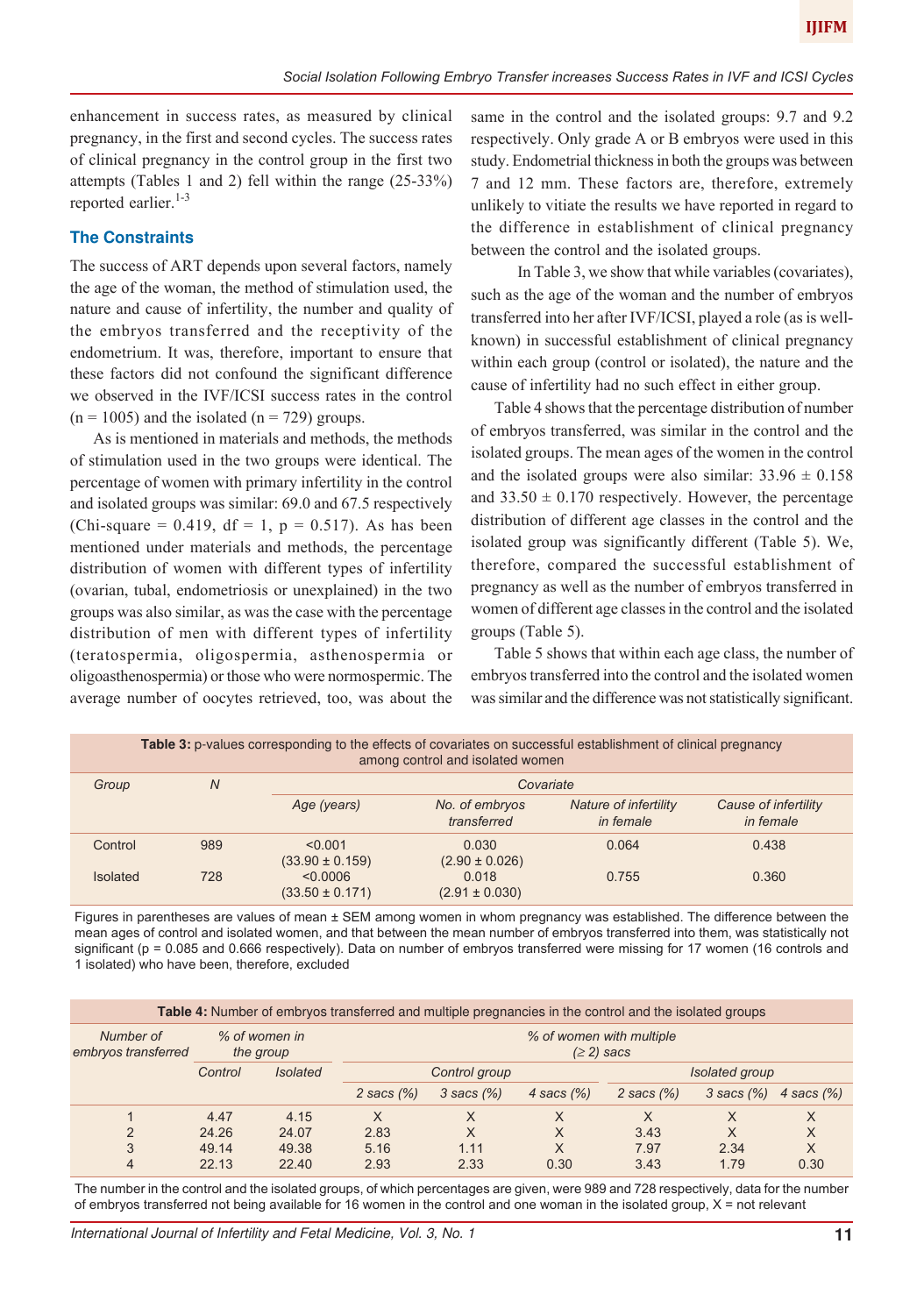enhancement in success rates, as measured by clinical pregnancy, in the first and second cycles. The success rates of clinical pregnancy in the control group in the first two attempts (Tables 1 and 2) fell within the range (25-33%) reported earlier.[1-3]

## The Constraints

The success of ART depends upon several factors, namely the age of the woman, the method of stimulation used, the nature and cause of infertility, the number and quality of the embryos transferred and the receptivity of the endometrium. It was, therefore, important to ensure that these factors did not confound the significant difference we observed in the IVF/ICSI success rates in the control (n = 1005) and the isolated (n = 729) groups.

As is mentioned in materials and methods, the methods of stimulation used in the two groups were identical. The percentage of women with primary infertility in the control and isolated groups was similar: 69.0 and 67.5 respectively (Chi-square = 0.419, df = 1, p = 0.517). As has been mentioned under materials and methods, the percentage distribution of women with different types of infertility (ovarian, tubal, endometriosis or unexplained) in the two groups was also similar, as was the case with the percentage distribution of men with different types of infertility (teratospermia, oligospermia, asthenospermia or oligoasthenospermia) or those who were normospermic. The average number of oocytes retrieved, too, was about the same in the control and the isolated groups: 9.7 and 9.2 respectively. Only grade A or B embryos were used in this study. Endometrial thickness in both the groups was between 7 and 12 mm. These factors are, therefore, extremely unlikely to vitiate the results we have reported in regard to the difference in establishment of clinical pregnancy between the control and the isolated groups.

In Table 3, we show that while variables (covariates), such as the age of the woman and the number of embryos transferred into her after IVF/ICSI, played a role (as is well-known) in successful establishment of clinical pregnancy within each group (control or isolated), the nature and the cause of infertility had no such effect in either group.

Table 4 shows that the percentage distribution of number of embryos transferred, was similar in the control and the isolated groups. The mean ages of the women in the control and the isolated groups were also similar: 33.96 ± 0.158 and 33.50 ± 0.170 respectively. However, the percentage distribution of different age classes in the control and the isolated group was significantly different (Table 5). We, therefore, compared the successful establishment of pregnancy as well as the number of embryos transferred in women of different age classes in the control and the isolated groups (Table 5).

Table 5 shows that within each age class, the number of embryos transferred into the control and the isolated women was similar and the difference was not statistically significant.

**Table 3:** p-values corresponding to the effects of covariates on successful establishment of clinical pregnancy among control and isolated women

| *Group* | *N* | *Covariate* | | | |
|---|---|---|---|---|---|
| | | *Age (years)* | *No. of embryos transferred* | *Nature of infertility in female* | *Cause of infertility in female* |
| Control | 989 | <0.001 (33.90 ± 0.159) | 0.030 (2.90 ± 0.026) | 0.064 | 0.438 |
| Isolated | 728 | <0.0006 (33.50 ± 0.171) | 0.018 (2.91 ± 0.030) | 0.755 | 0.360 |

Figures in parentheses are values of mean ± SEM among women in whom pregnancy was established. The difference between the mean ages of control and isolated women, and that between the mean number of embryos transferred into them, was statistically not significant (p = 0.085 and 0.666 respectively). Data on number of embryos transferred were missing for 17 women (16 controls and 1 isolated) who have been, therefore, excluded

**Table 4:** Number of embryos transferred and multiple pregnancies in the control and the isolated groups

| *Number of embryos transferred* | *% of women in the group* | | *% of women with multiple (≥ 2) sacs* | | | | | |
|---|---|---|---|---|---|---|---|---|
| | | | *Control group* | | | *Isolated group* | | |
| | *Control* | *Isolated* | *2 sacs (%)* | *3 sacs (%)* | *4 sacs (%)* | *2 sacs (%)* | *3 sacs (%)* | *4 sacs (%)* |
| 1 | 4.47 | 4.15 | X | X | X | X | X | X |
| 2 | 24.26 | 24.07 | 2.83 | X | X | 3.43 | X | X |
| 3 | 49.14 | 49.38 | 5.16 | 1.11 | X | 7.97 | 2.34 | X |
| 4 | 22.13 | 22.40 | 2.93 | 2.33 | 0.30 | 3.43 | 1.79 | 0.30 |

The number in the control and the isolated groups, of which percentages are given, were 989 and 728 respectively, data for the number of embryos transferred not being available for 16 women in the control and one woman in the isolated group, X = not relevant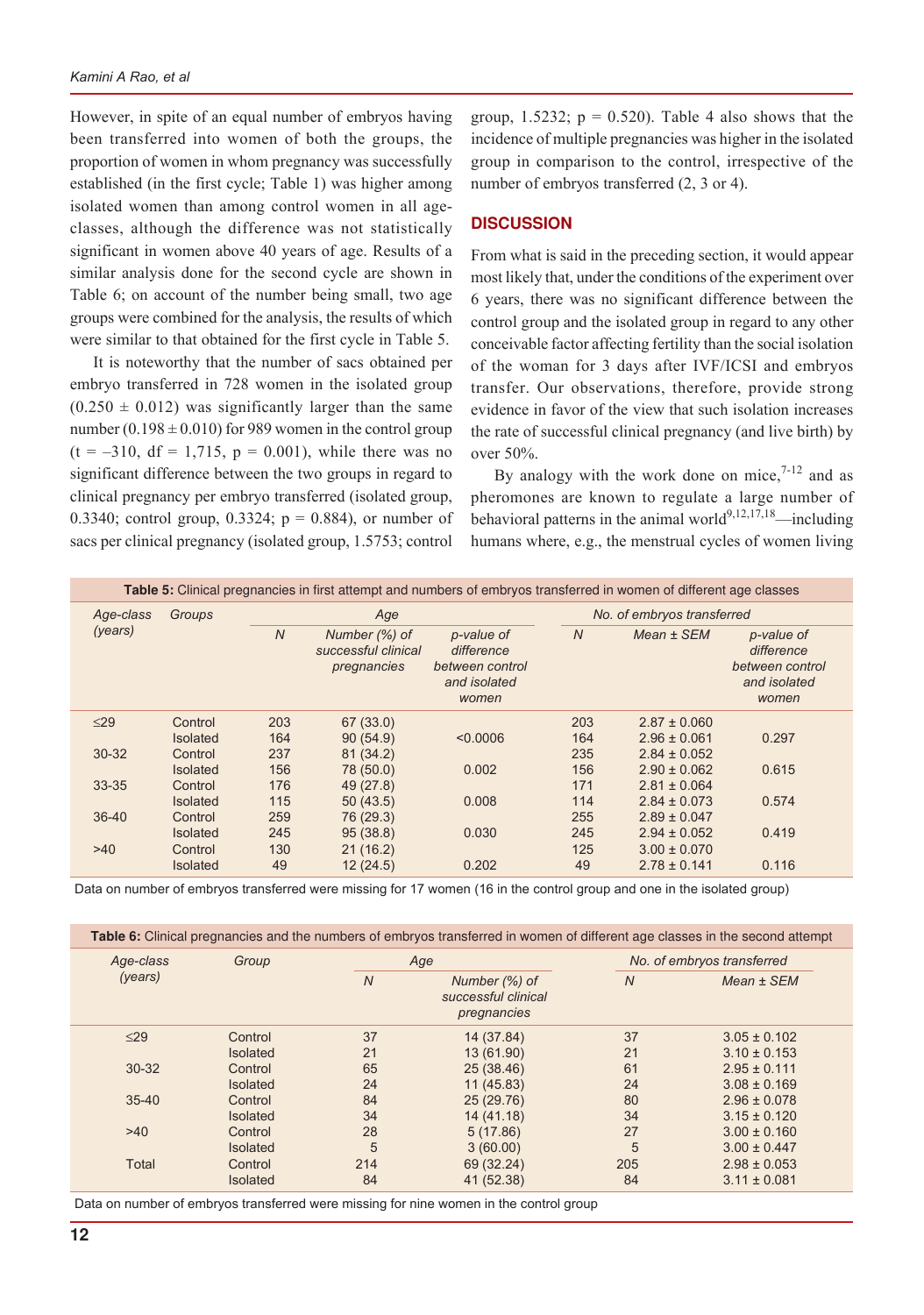However, in spite of an equal number of embryos having been transferred into women of both the groups, the proportion of women in whom pregnancy was successfully established (in the first cycle; Table 1) was higher among isolated women than among control women in all age-classes, although the difference was not statistically significant in women above 40 years of age. Results of a similar analysis done for the second cycle are shown in Table 6; on account of the number being small, two age groups were combined for the analysis, the results of which were similar to that obtained for the first cycle in Table 5.

It is noteworthy that the number of sacs obtained per embryo transferred in 728 women in the isolated group ($0.250 \pm 0.012$) was significantly larger than the same number ($0.198 \pm 0.010$) for 989 women in the control group ($t = -310$, $df = 1,715$, $p = 0.001$), while there was no significant difference between the two groups in regard to clinical pregnancy per embryo transferred (isolated group, 0.3340; control group, 0.3324; $p = 0.884$), or number of sacs per clinical pregnancy (isolated group, 1.5753; control group, 1.5232; $p = 0.520$). Table 4 also shows that the incidence of multiple pregnancies was higher in the isolated group in comparison to the control, irrespective of the number of embryos transferred (2, 3 or 4).

## DISCUSSION

From what is said in the preceding section, it would appear most likely that, under the conditions of the experiment over 6 years, there was no significant difference between the control group and the isolated group in regard to any other conceivable factor affecting fertility than the social isolation of the woman for 3 days after IVF/ICSI and embryos transfer. Our observations, therefore, provide strong evidence in favor of the view that such isolation increases the rate of successful clinical pregnancy (and live birth) by over 50%.

By analogy with the work done on mice,[7-12] and as pheromones are known to regulate a large number of behavioral patterns in the animal world[9,12,17,18]—including humans where, e.g., the menstrual cycles of women living

**Table 5:** Clinical pregnancies in first attempt and numbers of embryos transferred in women of different age classes

| Age-class (years) | Groups | Age | | | No. of embryos transferred | | |
|---|---|---|---|---|---|---|---|
| | | N | Number (%) of successful clinical pregnancies | p-value of difference between control and isolated women | N | Mean ± SEM | p-value of difference between control and isolated women |
| ≤29 | Control | 203 | 67 (33.0) | | 203 | 2.87 ± 0.060 | |
| | Isolated | 164 | 90 (54.9) | <0.0006 | 164 | 2.96 ± 0.061 | 0.297 |
| 30-32 | Control | 237 | 81 (34.2) | | 235 | 2.84 ± 0.052 | |
| | Isolated | 156 | 78 (50.0) | 0.002 | 156 | 2.90 ± 0.062 | 0.615 |
| 33-35 | Control | 176 | 49 (27.8) | | 171 | 2.81 ± 0.064 | |
| | Isolated | 115 | 50 (43.5) | 0.008 | 114 | 2.84 ± 0.073 | 0.574 |
| 36-40 | Control | 259 | 76 (29.3) | | 255 | 2.89 ± 0.047 | |
| | Isolated | 245 | 95 (38.8) | 0.030 | 245 | 2.94 ± 0.052 | 0.419 |
| >40 | Control | 130 | 21 (16.2) | | 125 | 3.00 ± 0.070 | |
| | Isolated | 49 | 12 (24.5) | 0.202 | 49 | 2.78 ± 0.141 | 0.116 |

Data on number of embryos transferred were missing for 17 women (16 in the control group and one in the isolated group)

**Table 6:** Clinical pregnancies and the numbers of embryos transferred in women of different age classes in the second attempt

| Age-class (years) | Group | Age | | No. of embryos transferred | |
|---|---|---|---|---|---|
| | | N | Number (%) of successful clinical pregnancies | N | Mean ± SEM |
| ≤29 | Control | 37 | 14 (37.84) | 37 | 3.05 ± 0.102 |
| | Isolated | 21 | 13 (61.90) | 21 | 3.10 ± 0.153 |
| 30-32 | Control | 65 | 25 (38.46) | 61 | 2.95 ± 0.111 |
| | Isolated | 24 | 11 (45.83) | 24 | 3.08 ± 0.169 |
| 35-40 | Control | 84 | 25 (29.76) | 80 | 2.96 ± 0.078 |
| | Isolated | 34 | 14 (41.18) | 34 | 3.15 ± 0.120 |
| >40 | Control | 28 | 5 (17.86) | 27 | 3.00 ± 0.160 |
| | Isolated | 5 | 3 (60.00) | 5 | 3.00 ± 0.447 |
| Total | Control | 214 | 69 (32.24) | 205 | 2.98 ± 0.053 |
| | Isolated | 84 | 41 (52.38) | 84 | 3.11 ± 0.081 |

Data on number of embryos transferred were missing for nine women in the control group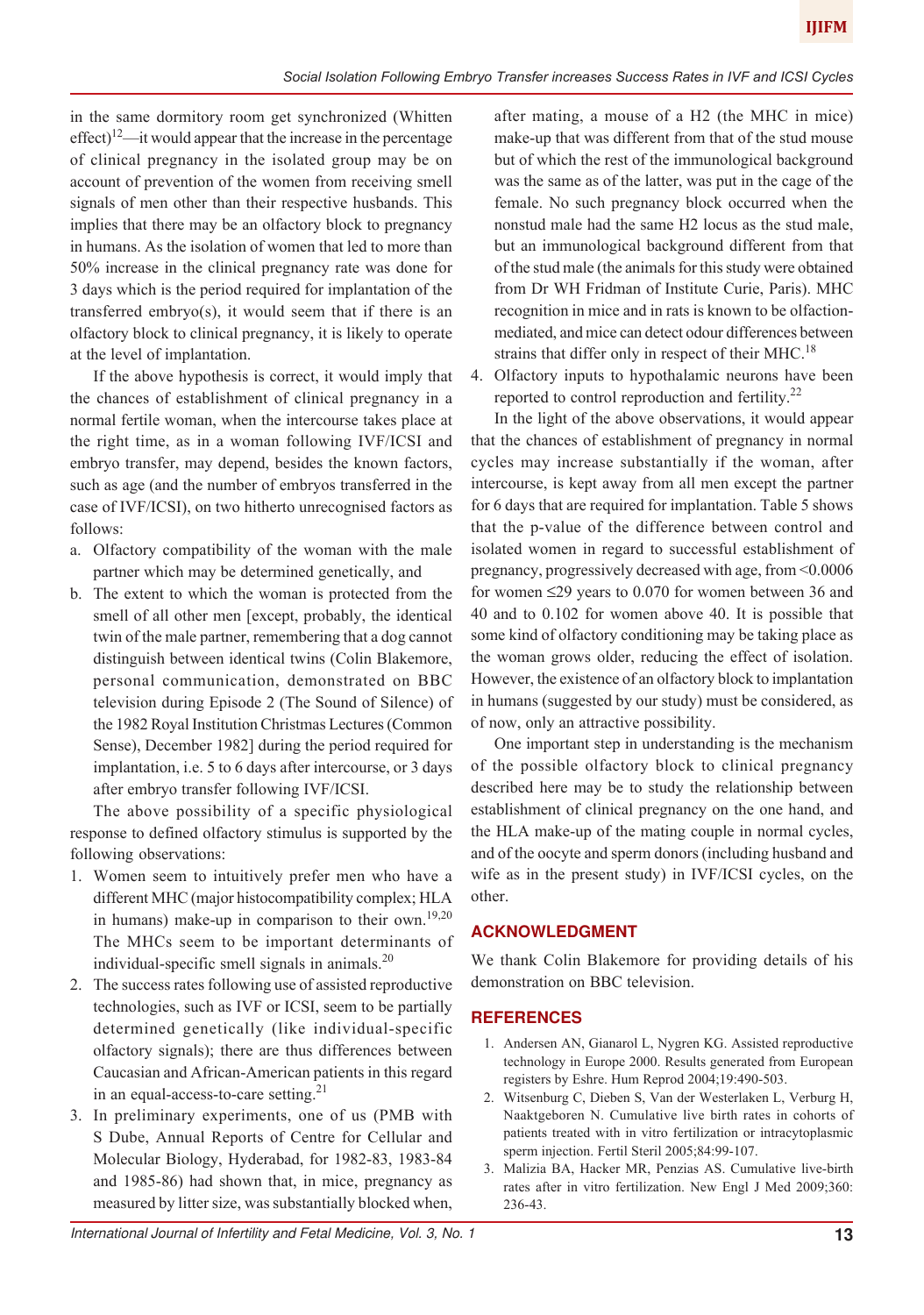in the same dormitory room get synchronized (Whitten effect)[12]—it would appear that the increase in the percentage of clinical pregnancy in the isolated group may be on account of prevention of the women from receiving smell signals of men other than their respective husbands. This implies that there may be an olfactory block to pregnancy in humans. As the isolation of women that led to more than 50% increase in the clinical pregnancy rate was done for 3 days which is the period required for implantation of the transferred embryo(s), it would seem that if there is an olfactory block to clinical pregnancy, it is likely to operate at the level of implantation.

If the above hypothesis is correct, it would imply that the chances of establishment of clinical pregnancy in a normal fertile woman, when the intercourse takes place at the right time, as in a woman following IVF/ICSI and embryo transfer, may depend, besides the known factors, such as age (and the number of embryos transferred in the case of IVF/ICSI), on two hitherto unrecognised factors as follows:

a. Olfactory compatibility of the woman with the male partner which may be determined genetically, and
b. The extent to which the woman is protected from the smell of all other men [except, probably, the identical twin of the male partner, remembering that a dog cannot distinguish between identical twins (Colin Blakemore, personal communication, demonstrated on BBC television during Episode 2 (The Sound of Silence) of the 1982 Royal Institution Christmas Lectures (Common Sense), December 1982] during the period required for implantation, i.e. 5 to 6 days after intercourse, or 3 days after embryo transfer following IVF/ICSI.

The above possibility of a specific physiological response to defined olfactory stimulus is supported by the following observations:

1. Women seem to intuitively prefer men who have a different MHC (major histocompatibility complex; HLA in humans) make-up in comparison to their own.[19,20] The MHCs seem to be important determinants of individual-specific smell signals in animals.[20]
2. The success rates following use of assisted reproductive technologies, such as IVF or ICSI, seem to be partially determined genetically (like individual-specific olfactory signals); there are thus differences between Caucasian and African-American patients in this regard in an equal-access-to-care setting.[21]
3. In preliminary experiments, one of us (PMB with S Dube, Annual Reports of Centre for Cellular and Molecular Biology, Hyderabad, for 1982-83, 1983-84 and 1985-86) had shown that, in mice, pregnancy as measured by litter size, was substantially blocked when, after mating, a mouse of a H2 (the MHC in mice) make-up that was different from that of the stud mouse but of which the rest of the immunological background was the same as of the latter, was put in the cage of the female. No such pregnancy block occurred when the nonstud male had the same H2 locus as the stud male, but an immunological background different from that of the stud male (the animals for this study were obtained from Dr WH Fridman of Institute Curie, Paris). MHC recognition in mice and in rats is known to be olfaction-mediated, and mice can detect odour differences between strains that differ only in respect of their MHC.[18]
4. Olfactory inputs to hypothalamic neurons have been reported to control reproduction and fertility.[22]

In the light of the above observations, it would appear that the chances of establishment of pregnancy in normal cycles may increase substantially if the woman, after intercourse, is kept away from all men except the partner for 6 days that are required for implantation. Table 5 shows that the p-value of the difference between control and isolated women in regard to successful establishment of pregnancy, progressively decreased with age, from <0.0006 for women ≤29 years to 0.070 for women between 36 and 40 and to 0.102 for women above 40. It is possible that some kind of olfactory conditioning may be taking place as the woman grows older, reducing the effect of isolation. However, the existence of an olfactory block to implantation in humans (suggested by our study) must be considered, as of now, only an attractive possibility.

One important step in understanding is the mechanism of the possible olfactory block to clinical pregnancy described here may be to study the relationship between establishment of clinical pregnancy on the one hand, and the HLA make-up of the mating couple in normal cycles, and of the oocyte and sperm donors (including husband and wife as in the present study) in IVF/ICSI cycles, on the other.

## ACKNOWLEDGMENT

We thank Colin Blakemore for providing details of his demonstration on BBC television.

## REFERENCES

1. Andersen AN, Gianarol L, Nygren KG. Assisted reproductive technology in Europe 2000. Results generated from European registers by Eshre. Hum Reprod 2004;19:490-503.
2. Witsenburg C, Dieben S, Van der Westerlaken L, Verburg H, Naaktgeboren N. Cumulative live birth rates in cohorts of patients treated with in vitro fertilization or intracytoplasmic sperm injection. Fertil Steril 2005;84:99-107.
3. Malizia BA, Hacker MR, Penzias AS. Cumulative live-birth rates after in vitro fertilization. New Engl J Med 2009;360: 236-43.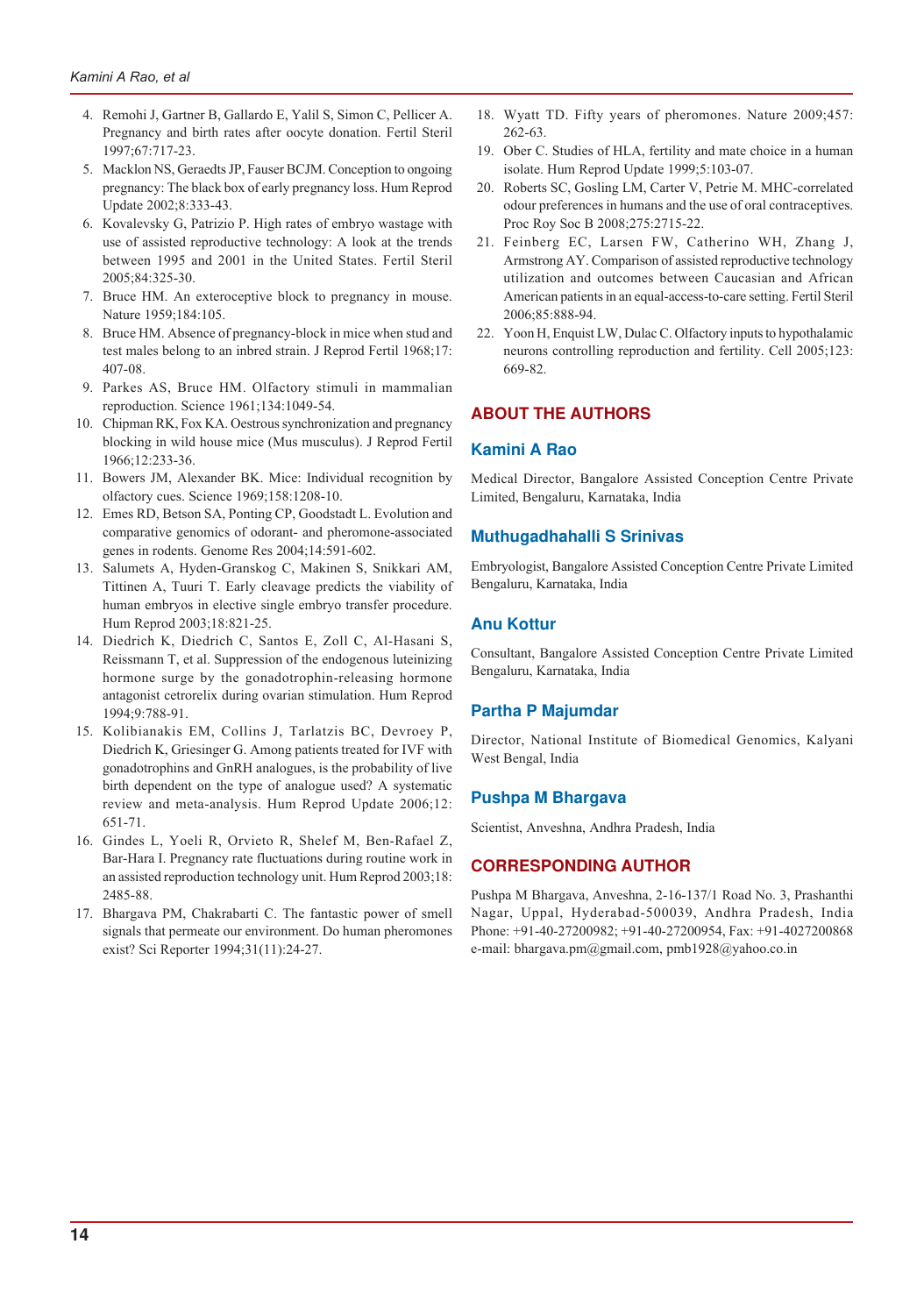4. Remohi J, Gartner B, Gallardo E, Yalil S, Simon C, Pellicer A. Pregnancy and birth rates after oocyte donation. Fertil Steril 1997;67:717-23.
5. Macklon NS, Geraedts JP, Fauser BCJM. Conception to ongoing pregnancy: The black box of early pregnancy loss. Hum Reprod Update 2002;8:333-43.
6. Kovalevsky G, Patrizio P. High rates of embryo wastage with use of assisted reproductive technology: A look at the trends between 1995 and 2001 in the United States. Fertil Steril 2005;84:325-30.
7. Bruce HM. An exteroceptive block to pregnancy in mouse. Nature 1959;184:105.
8. Bruce HM. Absence of pregnancy-block in mice when stud and test males belong to an inbred strain. J Reprod Fertil 1968;17: 407-08.
9. Parkes AS, Bruce HM. Olfactory stimuli in mammalian reproduction. Science 1961;134:1049-54.
10. Chipman RK, Fox KA. Oestrous synchronization and pregnancy blocking in wild house mice (Mus musculus). J Reprod Fertil 1966;12:233-36.
11. Bowers JM, Alexander BK. Mice: Individual recognition by olfactory cues. Science 1969;158:1208-10.
12. Emes RD, Betson SA, Ponting CP, Goodstadt L. Evolution and comparative genomics of odorant- and pheromone-associated genes in rodents. Genome Res 2004;14:591-602.
13. Salumets A, Hyden-Granskog C, Makinen S, Snikkari AM, Tittinen A, Tuuri T. Early cleavage predicts the viability of human embryos in elective single embryo transfer procedure. Hum Reprod 2003;18:821-25.
14. Diedrich K, Diedrich C, Santos E, Zoll C, Al-Hasani S, Reissmann T, et al. Suppression of the endogenous luteinizing hormone surge by the gonadotrophin-releasing hormone antagonist cetrorelix during ovarian stimulation. Hum Reprod 1994;9:788-91.
15. Kolibianakis EM, Collins J, Tarlatzis BC, Devroey P, Diedrich K, Griesinger G. Among patients treated for IVF with gonadotrophins and GnRH analogues, is the probability of live birth dependent on the type of analogue used? A systematic review and meta-analysis. Hum Reprod Update 2006;12: 651-71.
16. Gindes L, Yoeli R, Orvieto R, Shelef M, Ben-Rafael Z, Bar-Hara I. Pregnancy rate fluctuations during routine work in an assisted reproduction technology unit. Hum Reprod 2003;18: 2485-88.
17. Bhargava PM, Chakrabarti C. The fantastic power of smell signals that permeate our environment. Do human pheromones exist? Sci Reporter 1994;31(11):24-27.
18. Wyatt TD. Fifty years of pheromones. Nature 2009;457: 262-63.
19. Ober C. Studies of HLA, fertility and mate choice in a human isolate. Hum Reprod Update 1999;5:103-07.
20. Roberts SC, Gosling LM, Carter V, Petrie M. MHC-correlated odour preferences in humans and the use of oral contraceptives. Proc Roy Soc B 2008;275:2715-22.
21. Feinberg EC, Larsen FW, Catherino WH, Zhang J, Armstrong AY. Comparison of assisted reproductive technology utilization and outcomes between Caucasian and African American patients in an equal-access-to-care setting. Fertil Steril 2006;85:888-94.
22. Yoon H, Enquist LW, Dulac C. Olfactory inputs to hypothalamic neurons controlling reproduction and fertility. Cell 2005;123: 669-82.

## ABOUT THE AUTHORS

### Kamini A Rao

Medical Director, Bangalore Assisted Conception Centre Private Limited, Bengaluru, Karnataka, India

### Muthugadhahalli S Srinivas

Embryologist, Bangalore Assisted Conception Centre Private Limited Bengaluru, Karnataka, India

### Anu Kottur

Consultant, Bangalore Assisted Conception Centre Private Limited Bengaluru, Karnataka, India

### Partha P Majumdar

Director, National Institute of Biomedical Genomics, Kalyani West Bengal, India

### Pushpa M Bhargava

Scientist, Anveshna, Andhra Pradesh, India

## CORRESPONDING AUTHOR

Pushpa M Bhargava, Anveshna, 2-16-137/1 Road No. 3, Prashanthi Nagar, Uppal, Hyderabad-500039, Andhra Pradesh, India
Phone: +91-40-27200982; +91-40-27200954, Fax: +91-4027200868
e-mail: bhargava.pm@gmail.com, pmb1928@yahoo.co.in